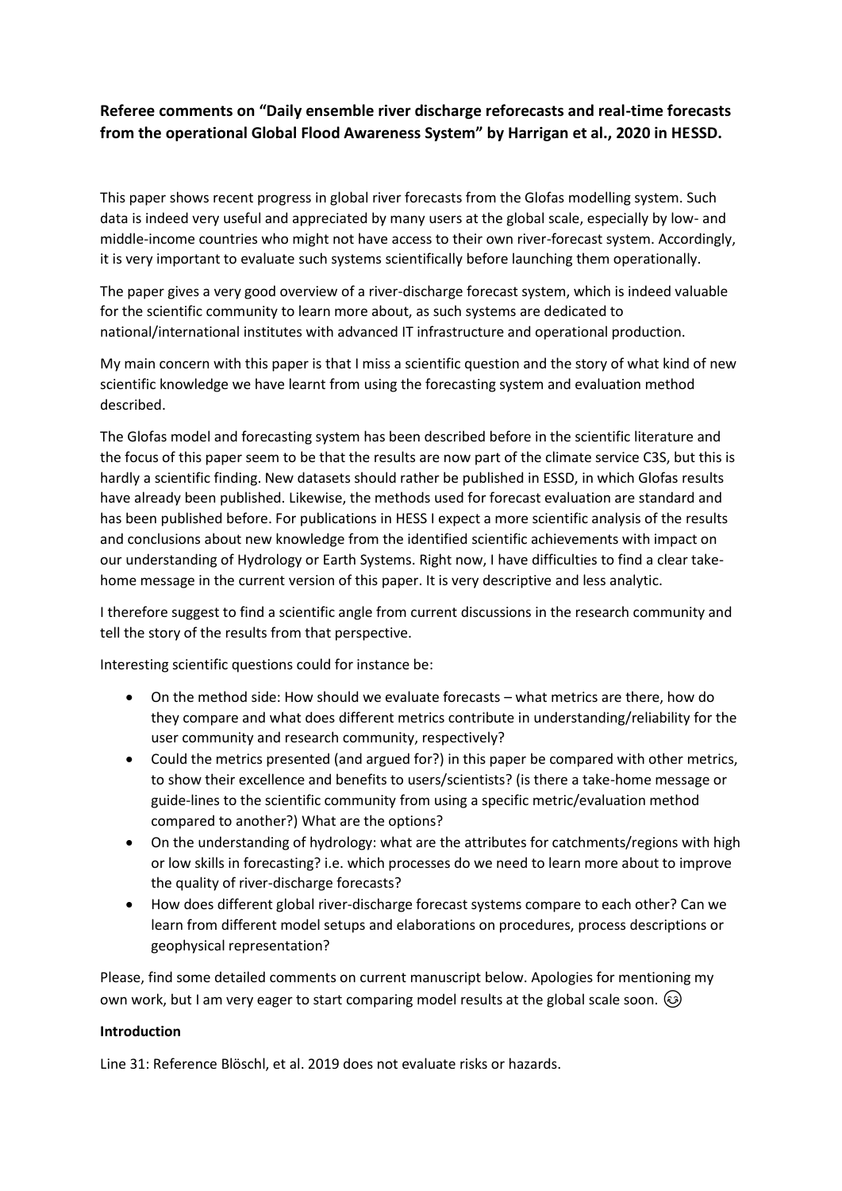**Referee comments on "Daily ensemble river discharge reforecasts and real-time forecasts from the operational Global Flood Awareness System" by Harrigan et al., 2020 in HESSD.**

This paper shows recent progress in global river forecasts from the Glofas modelling system. Such data is indeed very useful and appreciated by many users at the global scale, especially by low- and middle-income countries who might not have access to their own river-forecast system. Accordingly, it is very important to evaluate such systems scientifically before launching them operationally.

The paper gives a very good overview of a river-discharge forecast system, which is indeed valuable for the scientific community to learn more about, as such systems are dedicated to national/international institutes with advanced IT infrastructure and operational production.

My main concern with this paper is that I miss a scientific question and the story of what kind of new scientific knowledge we have learnt from using the forecasting system and evaluation method described.

The Glofas model and forecasting system has been described before in the scientific literature and the focus of this paper seem to be that the results are now part of the climate service C3S, but this is hardly a scientific finding. New datasets should rather be published in ESSD, in which Glofas results have already been published. Likewise, the methods used for forecast evaluation are standard and has been published before. For publications in HESS I expect a more scientific analysis of the results and conclusions about new knowledge from the identified scientific achievements with impact on our understanding of Hydrology or Earth Systems. Right now, I have difficulties to find a clear take-home message in the current version of this paper. It is very descriptive and less analytic.

I therefore suggest to find a scientific angle from current discussions in the research community and tell the story of the results from that perspective.

Interesting scientific questions could for instance be:

- On the method side: How should we evaluate forecasts – what metrics are there, how do they compare and what does different metrics contribute in understanding/reliability for the user community and research community, respectively?
- Could the metrics presented (and argued for?) in this paper be compared with other metrics, to show their excellence and benefits to users/scientists? (is there a take-home message or guide-lines to the scientific community from using a specific metric/evaluation method compared to another?) What are the options?
- On the understanding of hydrology: what are the attributes for catchments/regions with high or low skills in forecasting? i.e. which processes do we need to learn more about to improve the quality of river-discharge forecasts?
- How does different global river-discharge forecast systems compare to each other? Can we learn from different model setups and elaborations on procedures, process descriptions or geophysical representation?

Please, find some detailed comments on current manuscript below. Apologies for mentioning my own work, but I am very eager to start comparing model results at the global scale soon. 😉

**Introduction**

Line 31: Reference Blöschl, et al. 2019 does not evaluate risks or hazards.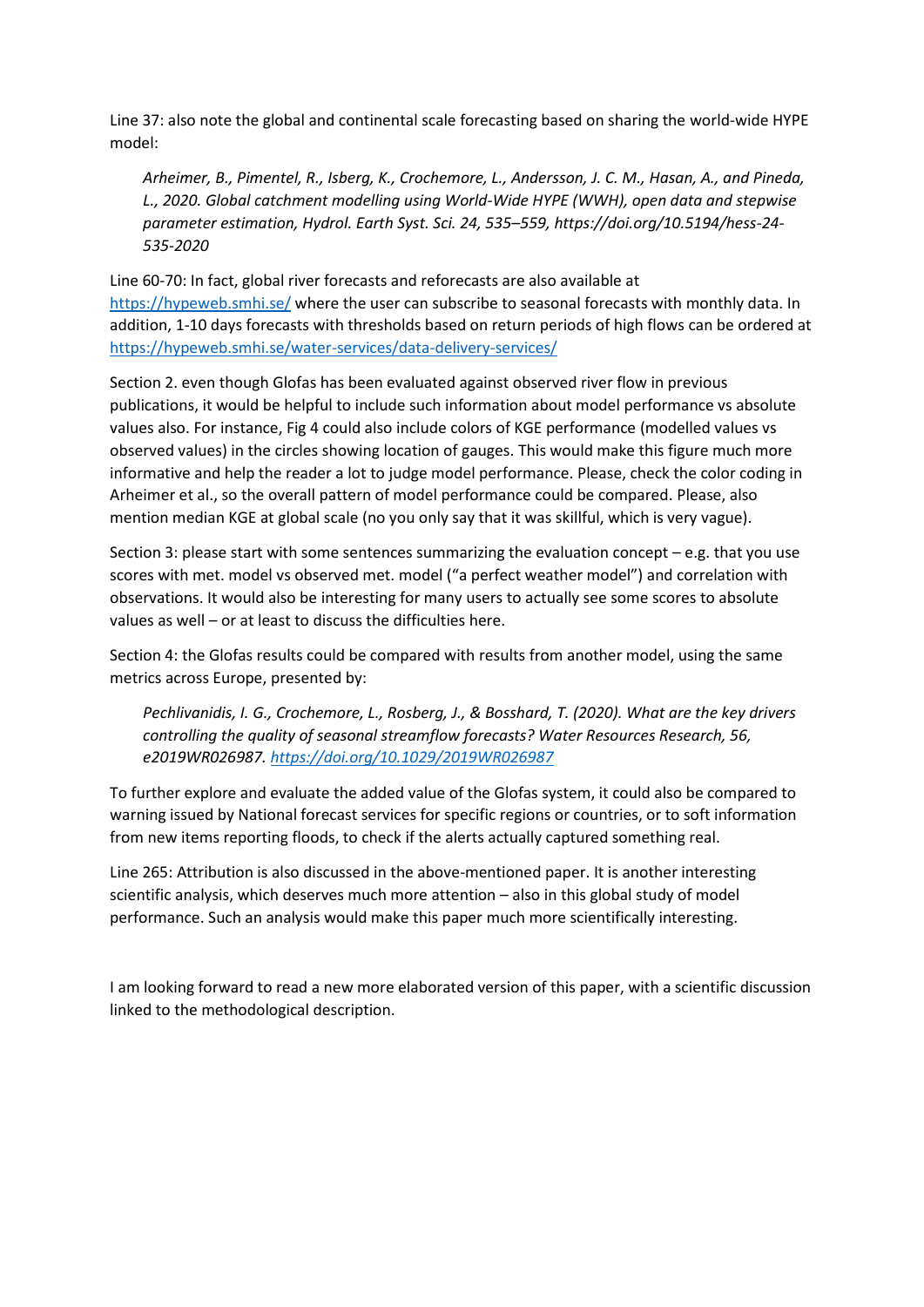Line 37: also note the global and continental scale forecasting based on sharing the world-wide HYPE model:

> *Arheimer, B., Pimentel, R., Isberg, K., Crochemore, L., Andersson, J. C. M., Hasan, A., and Pineda, L., 2020. Global catchment modelling using World-Wide HYPE (WWH), open data and stepwise parameter estimation, Hydrol. Earth Syst. Sci. 24, 535–559, https://doi.org/10.5194/hess-24-535-2020*

Line 60-70: In fact, global river forecasts and reforecasts are also available at https://hypeweb.smhi.se/ where the user can subscribe to seasonal forecasts with monthly data. In addition, 1-10 days forecasts with thresholds based on return periods of high flows can be ordered at https://hypeweb.smhi.se/water-services/data-delivery-services/

Section 2. even though Glofas has been evaluated against observed river flow in previous publications, it would be helpful to include such information about model performance vs absolute values also. For instance, Fig 4 could also include colors of KGE performance (modelled values vs observed values) in the circles showing location of gauges. This would make this figure much more informative and help the reader a lot to judge model performance. Please, check the color coding in Arheimer et al., so the overall pattern of model performance could be compared. Please, also mention median KGE at global scale (no you only say that it was skillful, which is very vague).

Section 3: please start with some sentences summarizing the evaluation concept – e.g. that you use scores with met. model vs observed met. model ("a perfect weather model") and correlation with observations. It would also be interesting for many users to actually see some scores to absolute values as well – or at least to discuss the difficulties here.

Section 4: the Glofas results could be compared with results from another model, using the same metrics across Europe, presented by:

> *Pechlivanidis, I. G., Crochemore, L., Rosberg, J., & Bosshard, T. (2020). What are the key drivers controlling the quality of seasonal streamflow forecasts? Water Resources Research, 56, e2019WR026987. https://doi.org/10.1029/2019WR026987*

To further explore and evaluate the added value of the Glofas system, it could also be compared to warning issued by National forecast services for specific regions or countries, or to soft information from new items reporting floods, to check if the alerts actually captured something real.

Line 265: Attribution is also discussed in the above-mentioned paper. It is another interesting scientific analysis, which deserves much more attention – also in this global study of model performance. Such an analysis would make this paper much more scientifically interesting.

I am looking forward to read a new more elaborated version of this paper, with a scientific discussion linked to the methodological description.